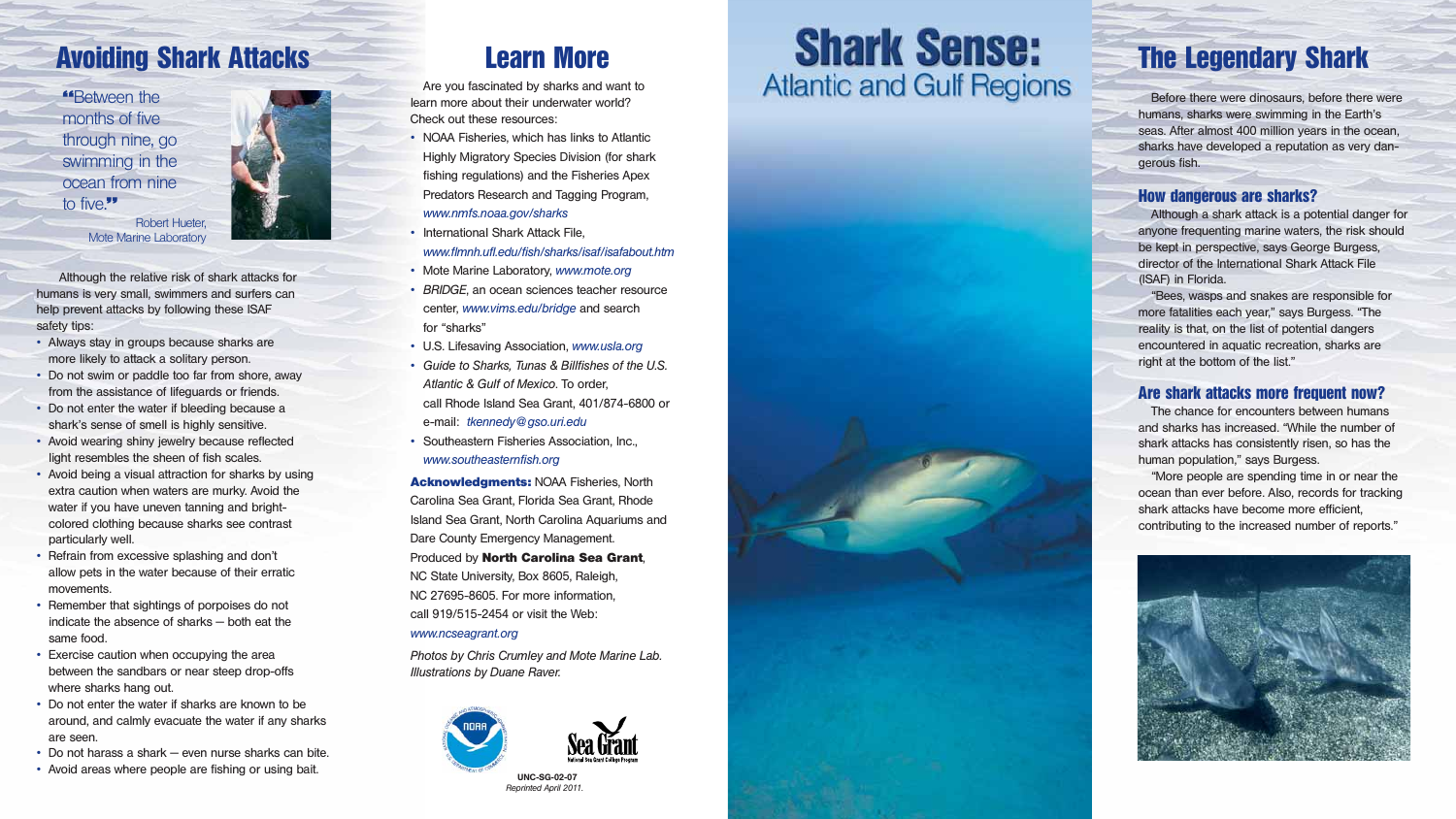## Avoiding Shark Attacks

> "Between the months of five through nine, go swimming in the ocean from nine to five."
>
> Robert Hueter, Mote Marine Laboratory

Although the relative risk of shark attacks for humans is very small, swimmers and surfers can help prevent attacks by following these ISAF safety tips:

- Always stay in groups because sharks are more likely to attack a solitary person.
- Do not swim or paddle too far from shore, away from the assistance of lifeguards or friends.
- Do not enter the water if bleeding because a shark's sense of smell is highly sensitive.
- Avoid wearing shiny jewelry because reflected light resembles the sheen of fish scales.
- Avoid being a visual attraction for sharks by using extra caution when waters are murky. Avoid the water if you have uneven tanning and bright-colored clothing because sharks see contrast particularly well.
- Refrain from excessive splashing and don't allow pets in the water because of their erratic movements.
- Remember that sightings of porpoises do not indicate the absence of sharks – both eat the same food.
- Exercise caution when occupying the area between the sandbars or near steep drop-offs where sharks hang out.
- Do not enter the water if sharks are known to be around, and calmly evacuate the water if any sharks are seen.
- Do not harass a shark – even nurse sharks can bite.
- Avoid areas where people are fishing or using bait.

## Learn More

Are you fascinated by sharks and want to learn more about their underwater world? Check out these resources:

- NOAA Fisheries, which has links to Atlantic Highly Migratory Species Division (for shark fishing regulations) and the Fisheries Apex Predators Research and Tagging Program, *www.nmfs.noaa.gov/sharks*
- International Shark Attack File, *www.flmnh.ufl.edu/fish/sharks/isaf/isafabout.htm*
- Mote Marine Laboratory, *www.mote.org*
- *BRIDGE*, an ocean sciences teacher resource center, *www.vims.edu/bridge* and search for "sharks"
- U.S. Lifesaving Association, *www.usla.org*
- *Guide to Sharks, Tunas & Billfishes of the U.S. Atlantic & Gulf of Mexico.* To order, call Rhode Island Sea Grant, 401/874-6800 or e-mail: *tkennedy@gso.uri.edu*
- Southeastern Fisheries Association, Inc., *www.southeasternfish.org*

**Acknowledgments:** NOAA Fisheries, North Carolina Sea Grant, Florida Sea Grant, Rhode Island Sea Grant, North Carolina Aquariums and Dare County Emergency Management.

Produced by **North Carolina Sea Grant**, NC State University, Box 8605, Raleigh, NC 27695-8605. For more information, call 919/515-2454 or visit the Web: *www.ncseagrant.org*

*Photos by Chris Crumley and Mote Marine Lab. Illustrations by Duane Raver.*

UNC-SG-02-07
*Reprinted April 2011.*

# Shark Sense: Atlantic and Gulf Regions

## The Legendary Shark

Before there were dinosaurs, before there were humans, sharks were swimming in the Earth's seas. After almost 400 million years in the ocean, sharks have developed a reputation as very dangerous fish.

### How dangerous are sharks?

Although a shark attack is a potential danger for anyone frequenting marine waters, the risk should be kept in perspective, says George Burgess, director of the International Shark Attack File (ISAF) in Florida.

"Bees, wasps and snakes are responsible for more fatalities each year," says Burgess. "The reality is that, on the list of potential dangers encountered in aquatic recreation, sharks are right at the bottom of the list."

### Are shark attacks more frequent now?

The chance for encounters between humans and sharks has increased. "While the number of shark attacks has consistently risen, so has the human population," says Burgess.

"More people are spending time in or near the ocean than ever before. Also, records for tracking shark attacks have become more efficient, contributing to the increased number of reports."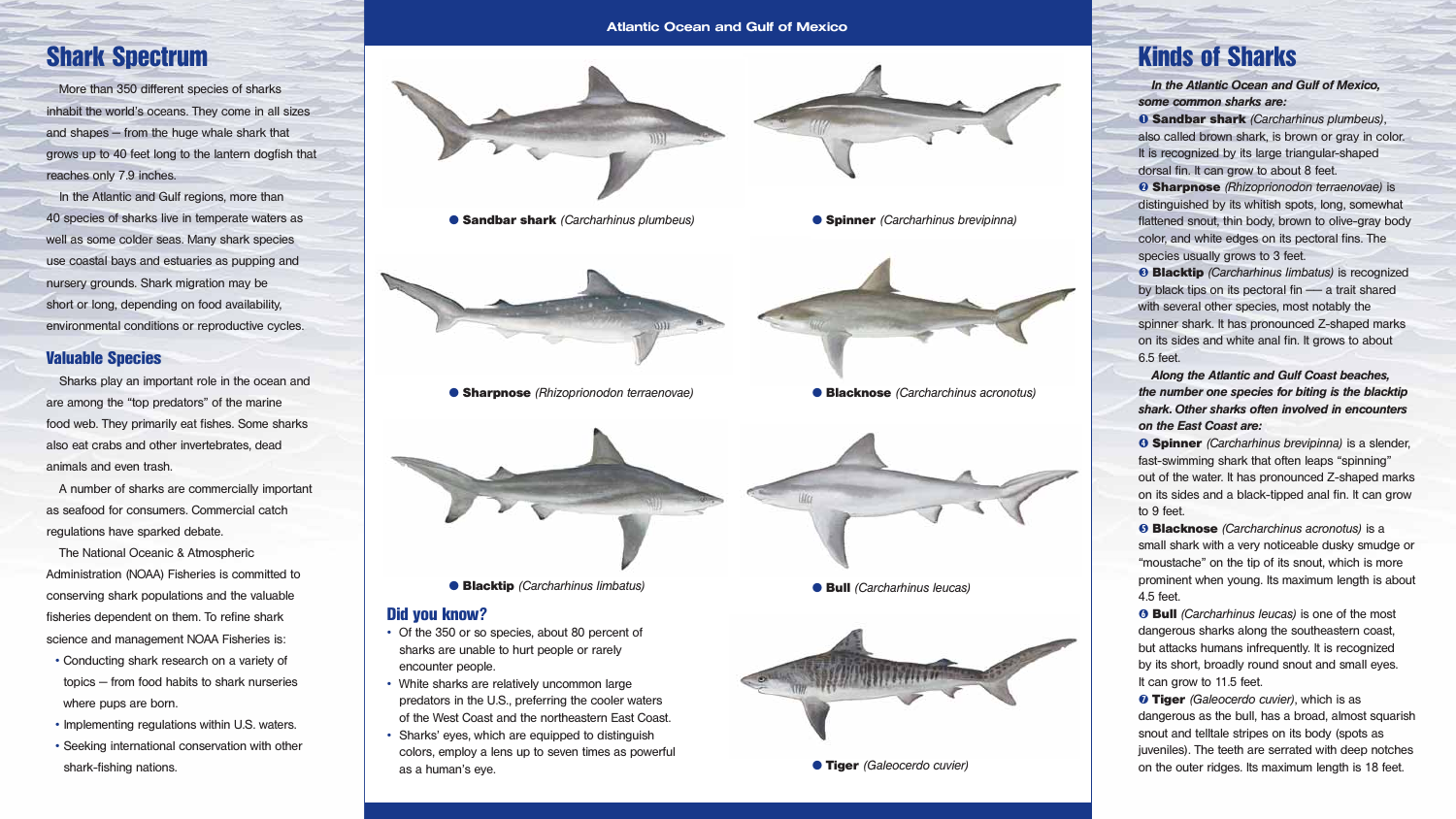## Shark Spectrum

More than 350 different species of sharks inhabit the world's oceans. They come in all sizes and shapes – from the huge whale shark that grows up to 40 feet long to the lantern dogfish that reaches only 7.9 inches.

In the Atlantic and Gulf regions, more than 40 species of sharks live in temperate waters as well as some colder seas. Many shark species use coastal bays and estuaries as pupping and nursery grounds. Shark migration may be short or long, depending on food availability, environmental conditions or reproductive cycles.

### Valuable Species

Sharks play an important role in the ocean and are among the "top predators" of the marine food web. They primarily eat fishes. Some sharks also eat crabs and other invertebrates, dead animals and even trash.

A number of sharks are commercially important as seafood for consumers. Commercial catch regulations have sparked debate.

The National Oceanic & Atmospheric Administration (NOAA) Fisheries is committed to conserving shark populations and the valuable fisheries dependent on them. To refine shark science and management NOAA Fisheries is:

- Conducting shark research on a variety of topics – from food habits to shark nurseries where pups are born.
- Implementing regulations within U.S. waters.
- Seeking international conservation with other shark-fishing nations.

## Atlantic Ocean and Gulf of Mexico

- **Sandbar shark** *(Carcharhinus plumbeus)*
- **Spinner** *(Carcharhinus brevipinna)*
- **Sharpnose** *(Rhizoprionodon terraenovae)*
- **Blacknose** *(Carcharhinus acronotus)*
- **Blacktip** *(Carcharhinus limbatus)*
- **Bull** *(Carcharhinus leucas)*
- **Tiger** *(Galeocerdo cuvier)*

### Did you know?

- Of the 350 or so species, about 80 percent of sharks are unable to hurt people or rarely encounter people.
- White sharks are relatively uncommon large predators in the U.S., preferring the cooler waters of the West Coast and the northeastern East Coast.
- Sharks' eyes, which are equipped to distinguish colors, employ a lens up to seven times as powerful as a human's eye.

## Kinds of Sharks

***In the Atlantic Ocean and Gulf of Mexico, some common sharks are:***

❶ **Sandbar shark** *(Carcharhinus plumbeus)*, also called brown shark, is brown or gray in color. It is recognized by its large triangular-shaped dorsal fin. It can grow to about 8 feet.

❷ **Sharpnose** *(Rhizoprionodon terraenovae)* is distinguished by its whitish spots, long, somewhat flattened snout, thin body, brown to olive-gray body color, and white edges on its pectoral fins. The species usually grows to 3 feet.

❸ **Blacktip** *(Carcharhinus limbatus)* is recognized by black tips on its pectoral fin — a trait shared with several other species, most notably the spinner shark. It has pronounced Z-shaped marks on its sides and white anal fin. It grows to about 6.5 feet.

***Along the Atlantic and Gulf Coast beaches, the number one species for biting is the blacktip shark. Other sharks often involved in encounters on the East Coast are:***

❹ **Spinner** *(Carcharhinus brevipinna)* is a slender, fast-swimming shark that often leaps "spinning" out of the water. It has pronounced Z-shaped marks on its sides and a black-tipped anal fin. It can grow to 9 feet.

❺ **Blacknose** *(Carcharhinus acronotus)* is a small shark with a very noticeable dusky smudge or "moustache" on the tip of its snout, which is more prominent when young. Its maximum length is about 4.5 feet.

❻ **Bull** *(Carcharhinus leucas)* is one of the most dangerous sharks along the southeastern coast, but attacks humans infrequently. It is recognized by its short, broadly round snout and small eyes. It can grow to 11.5 feet.

❼ **Tiger** *(Galeocerdo cuvier)*, which is as dangerous as the bull, has a broad, almost squarish snout and telltale stripes on its body (spots as juveniles). The teeth are serrated with deep notches on the outer ridges. Its maximum length is 18 feet.